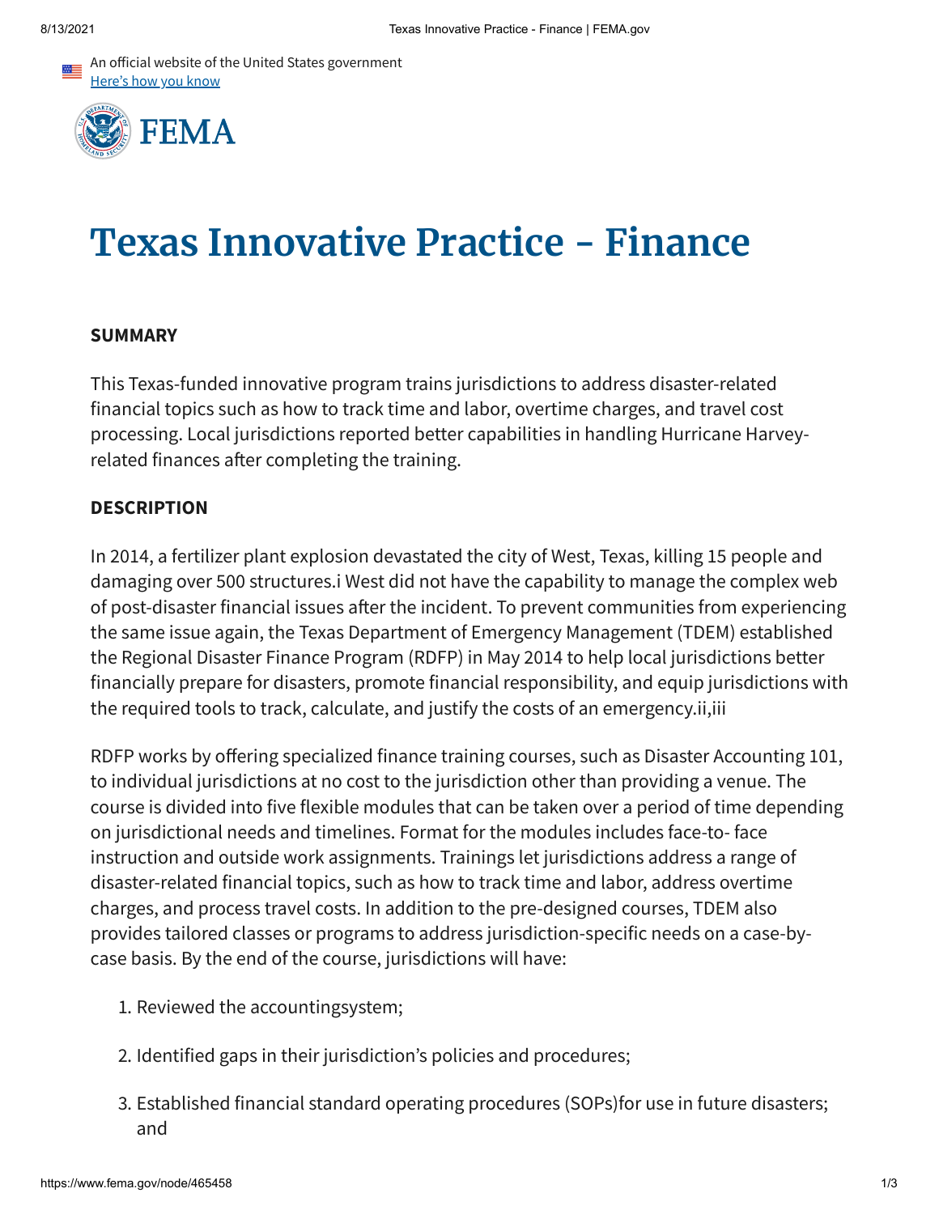# Texas Innovative Practice - Finance

**SUMMARY**

This Texas-funded innovative program trains jurisdictions to address disaster-related financial topics such as how to track time and labor, overtime charges, and travel cost processing. Local jurisdictions reported better capabilities in handling Hurricane Harvey-related finances after completing the training.

**DESCRIPTION**

In 2014, a fertilizer plant explosion devastated the city of West, Texas, killing 15 people and damaging over 500 structures.[i] West did not have the capability to manage the complex web of post-disaster financial issues after the incident. To prevent communities from experiencing the same issue again, the Texas Department of Emergency Management (TDEM) established the Regional Disaster Finance Program (RDFP) in May 2014 to help local jurisdictions better financially prepare for disasters, promote financial responsibility, and equip jurisdictions with the required tools to track, calculate, and justify the costs of an emergency.[ii,iii]

RDFP works by offering specialized finance training courses, such as Disaster Accounting 101, to individual jurisdictions at no cost to the jurisdiction other than providing a venue. The course is divided into five flexible modules that can be taken over a period of time depending on jurisdictional needs and timelines. Format for the modules includes face-to- face instruction and outside work assignments. Trainings let jurisdictions address a range of disaster-related financial topics, such as how to track time and labor, address overtime charges, and process travel costs. In addition to the pre-designed courses, TDEM also provides tailored classes or programs to address jurisdiction-specific needs on a case-by-case basis. By the end of the course, jurisdictions will have:

1. Reviewed the accountingsystem;
2. Identified gaps in their jurisdiction's policies and procedures;
3. Established financial standard operating procedures (SOPs)for use in future disasters; and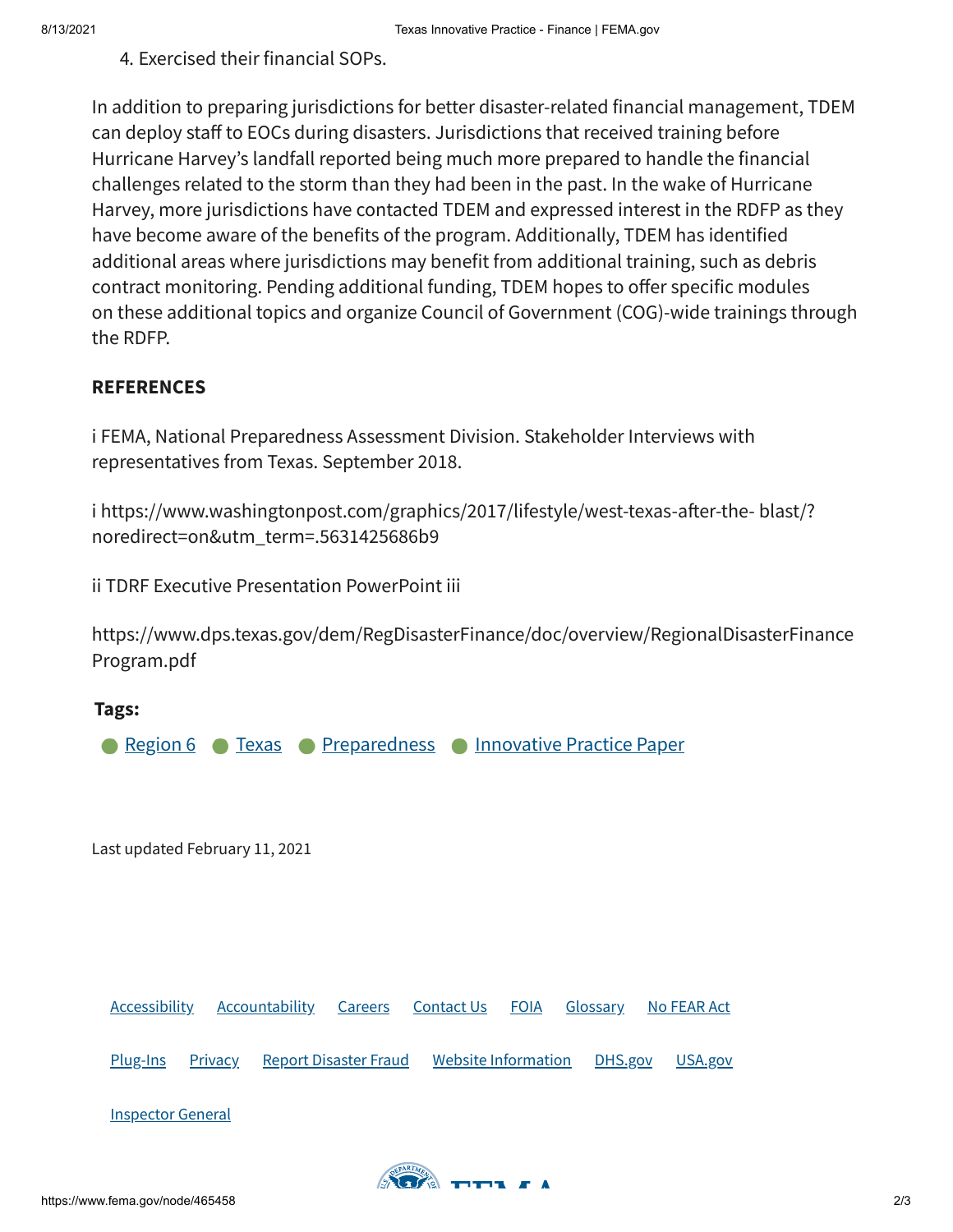4. Exercised their financial SOPs.

In addition to preparing jurisdictions for better disaster-related financial management, TDEM can deploy staff to EOCs during disasters. Jurisdictions that received training before Hurricane Harvey's landfall reported being much more prepared to handle the financial challenges related to the storm than they had been in the past. In the wake of Hurricane Harvey, more jurisdictions have contacted TDEM and expressed interest in the RDFP as they have become aware of the benefits of the program. Additionally, TDEM has identified additional areas where jurisdictions may benefit from additional training, such as debris contract monitoring. Pending additional funding, TDEM hopes to offer specific modules on these additional topics and organize Council of Government (COG)-wide trainings through the RDFP.

**REFERENCES**

i FEMA, National Preparedness Assessment Division. Stakeholder Interviews with representatives from Texas. September 2018.

i https://www.washingtonpost.com/graphics/2017/lifestyle/west-texas-after-the- blast/?noredirect=on&utm_term=.5631425686b9

ii TDRF Executive Presentation PowerPoint iii

https://www.dps.texas.gov/dem/RegDisasterFinance/doc/overview/RegionalDisasterFinanceProgram.pdf

**Tags:**

- Region 6
- Texas
- Preparedness
- Innovative Practice Paper

Last updated February 11, 2021

Accessibility | Accountability | Careers | Contact Us | FOIA | Glossary | No FEAR Act | Plug-Ins | Privacy | Report Disaster Fraud | Website Information | DHS.gov | USA.gov | Inspector General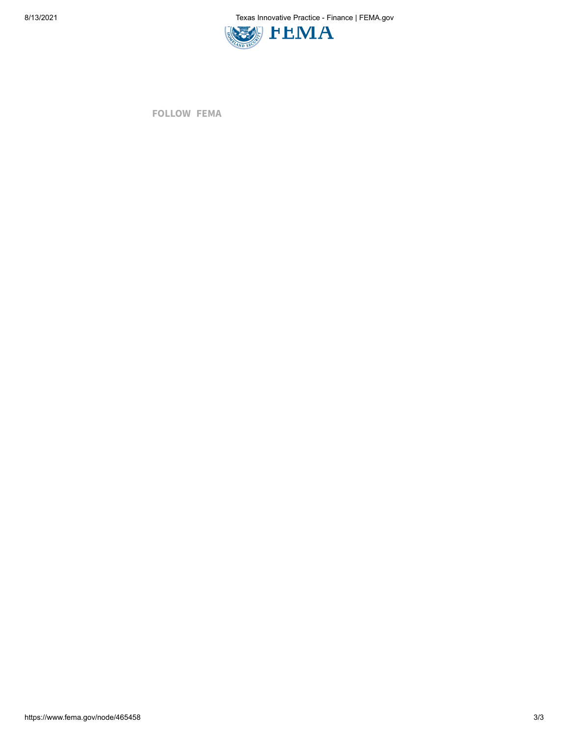FOLLOW FEMA